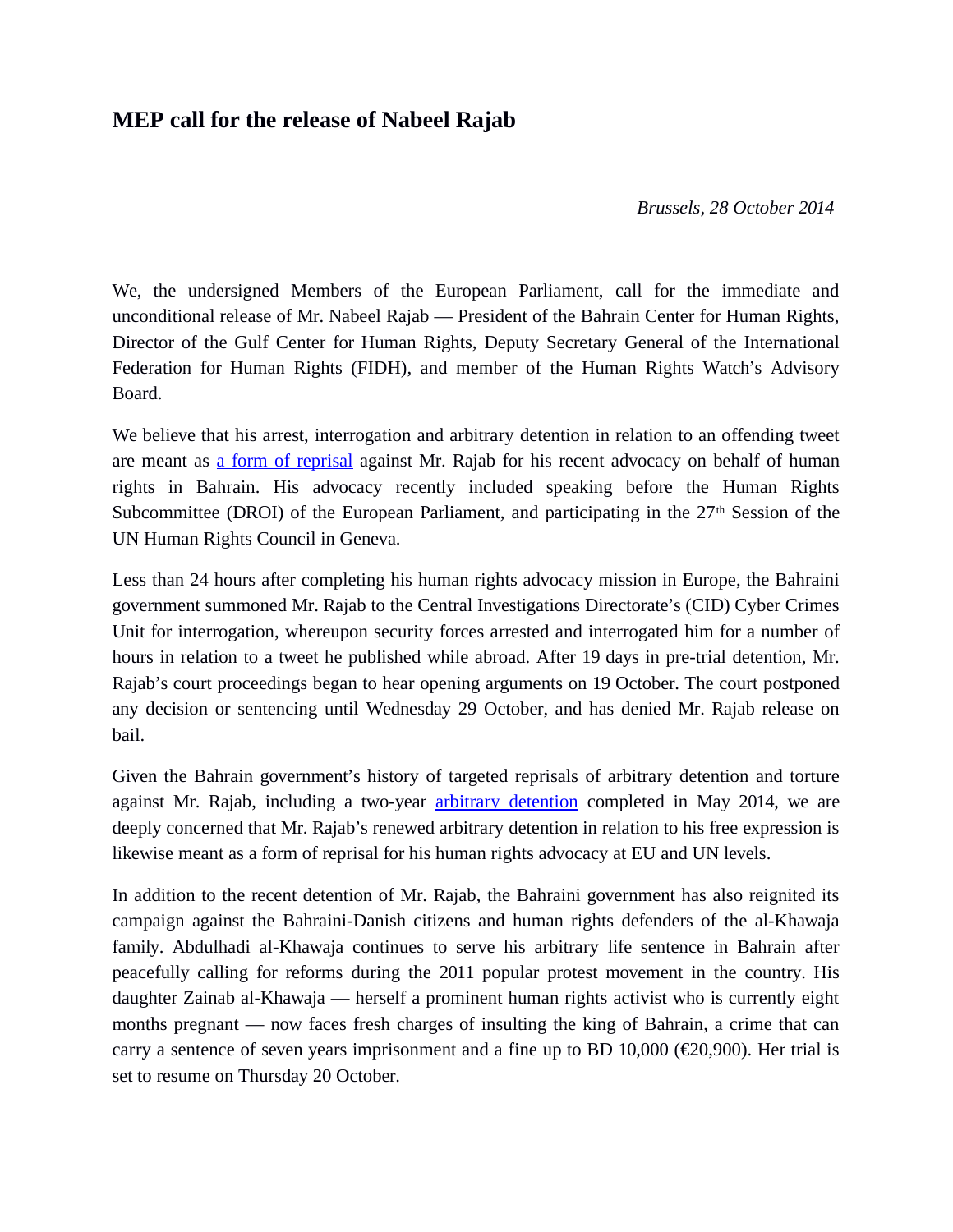# MEP call for the release of Nabeel Rajab

*Brussels, 28 October 2014*

We, the undersigned Members of the European Parliament, call for the immediate and unconditional release of Mr. Nabeel Rajab — President of the Bahrain Center for Human Rights, Director of the Gulf Center for Human Rights, Deputy Secretary General of the International Federation for Human Rights (FIDH), and member of the Human Rights Watch's Advisory Board.

We believe that his arrest, interrogation and arbitrary detention in relation to an offending tweet are meant as [a form of reprisal]() against Mr. Rajab for his recent advocacy on behalf of human rights in Bahrain. His advocacy recently included speaking before the Human Rights Subcommittee (DROI) of the European Parliament, and participating in the 27th Session of the UN Human Rights Council in Geneva.

Less than 24 hours after completing his human rights advocacy mission in Europe, the Bahraini government summoned Mr. Rajab to the Central Investigations Directorate's (CID) Cyber Crimes Unit for interrogation, whereupon security forces arrested and interrogated him for a number of hours in relation to a tweet he published while abroad. After 19 days in pre-trial detention, Mr. Rajab's court proceedings began to hear opening arguments on 19 October. The court postponed any decision or sentencing until Wednesday 29 October, and has denied Mr. Rajab release on bail.

Given the Bahrain government's history of targeted reprisals of arbitrary detention and torture against Mr. Rajab, including a two-year [arbitrary detention]() completed in May 2014, we are deeply concerned that Mr. Rajab's renewed arbitrary detention in relation to his free expression is likewise meant as a form of reprisal for his human rights advocacy at EU and UN levels.

In addition to the recent detention of Mr. Rajab, the Bahraini government has also reignited its campaign against the Bahraini-Danish citizens and human rights defenders of the al-Khawaja family. Abdulhadi al-Khawaja continues to serve his arbitrary life sentence in Bahrain after peacefully calling for reforms during the 2011 popular protest movement in the country. His daughter Zainab al-Khawaja — herself a prominent human rights activist who is currently eight months pregnant — now faces fresh charges of insulting the king of Bahrain, a crime that can carry a sentence of seven years imprisonment and a fine up to BD 10,000 (€20,900). Her trial is set to resume on Thursday 20 October.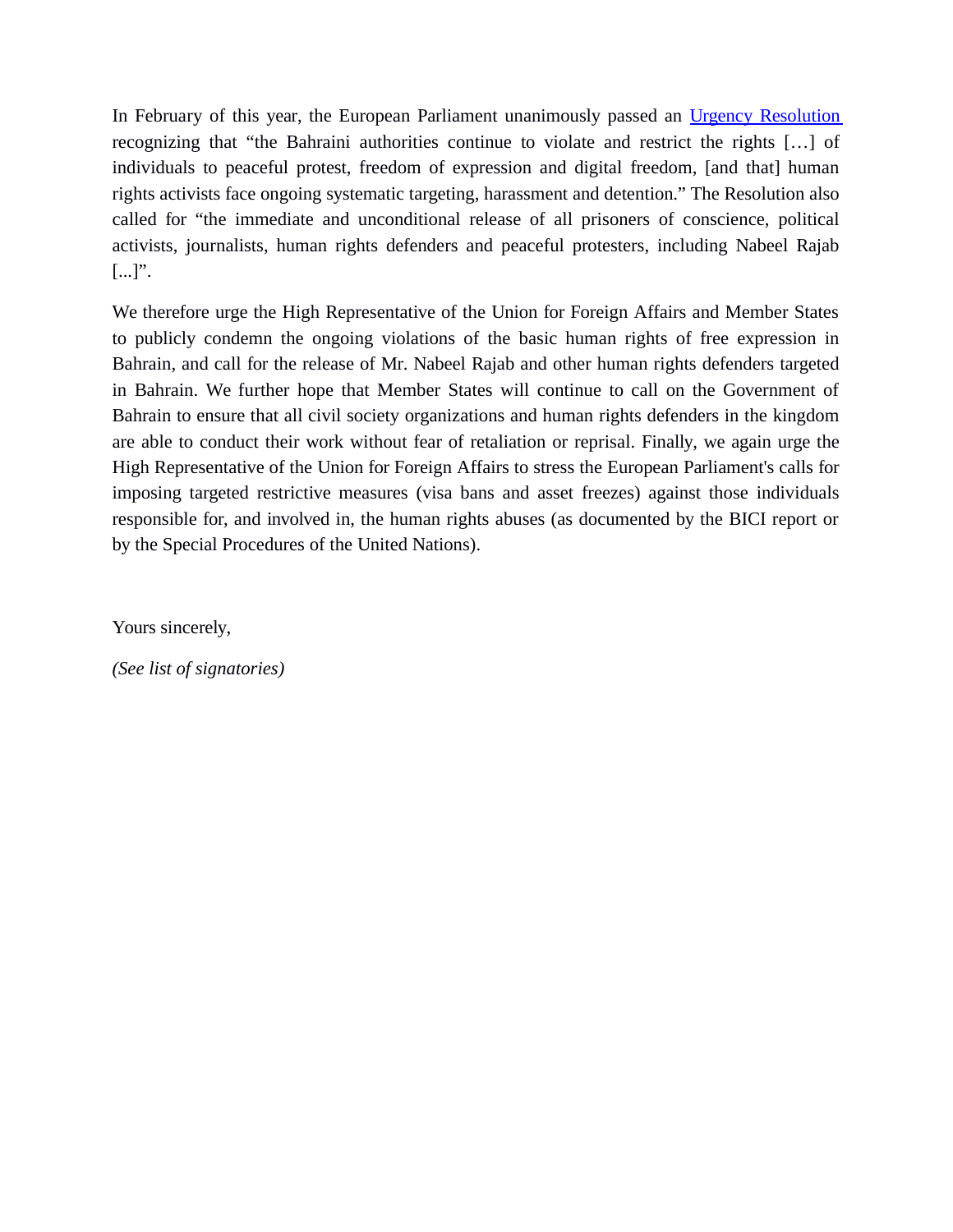In February of this year, the European Parliament unanimously passed an Urgency Resolution recognizing that "the Bahraini authorities continue to violate and restrict the rights […] of individuals to peaceful protest, freedom of expression and digital freedom, [and that] human rights activists face ongoing systematic targeting, harassment and detention." The Resolution also called for "the immediate and unconditional release of all prisoners of conscience, political activists, journalists, human rights defenders and peaceful protesters, including Nabeel Rajab [...]".

We therefore urge the High Representative of the Union for Foreign Affairs and Member States to publicly condemn the ongoing violations of the basic human rights of free expression in Bahrain, and call for the release of Mr. Nabeel Rajab and other human rights defenders targeted in Bahrain. We further hope that Member States will continue to call on the Government of Bahrain to ensure that all civil society organizations and human rights defenders in the kingdom are able to conduct their work without fear of retaliation or reprisal. Finally, we again urge the High Representative of the Union for Foreign Affairs to stress the European Parliament's calls for imposing targeted restrictive measures (visa bans and asset freezes) against those individuals responsible for, and involved in, the human rights abuses (as documented by the BICI report or by the Special Procedures of the United Nations).

Yours sincerely,

*(See list of signatories)*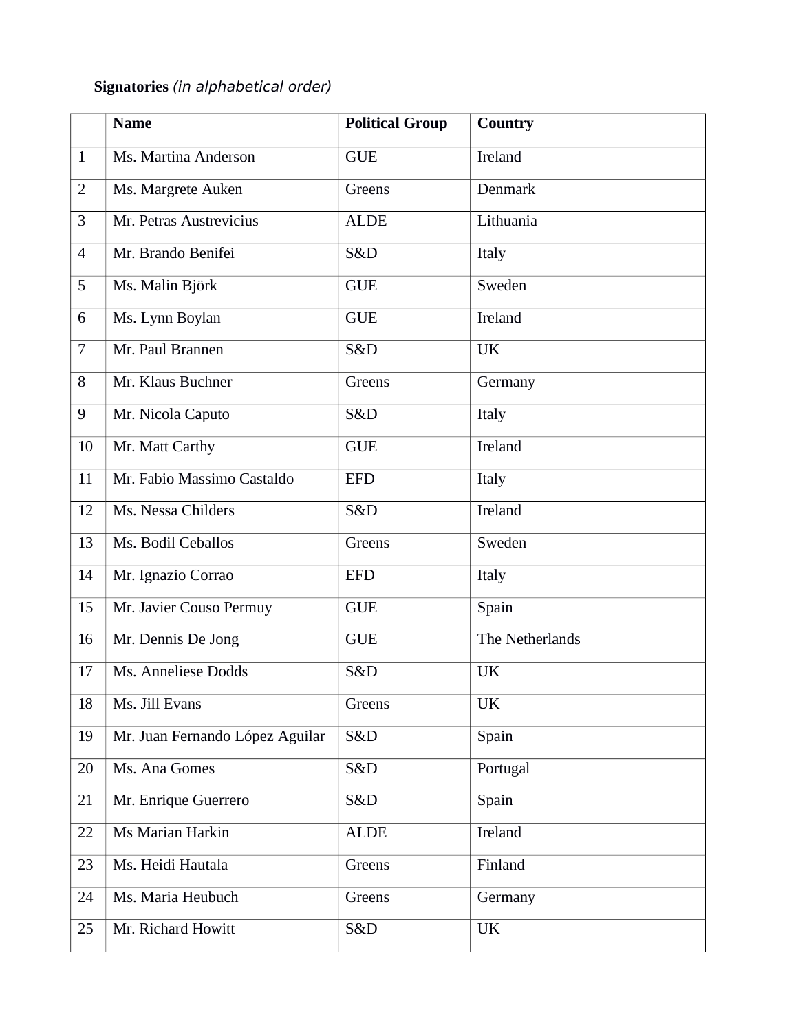**Signatories** *(in alphabetical order)*

| | Name | Political Group | Country |
|---|---|---|---|
| 1 | Ms. Martina Anderson | GUE | Ireland |
| 2 | Ms. Margrete Auken | Greens | Denmark |
| 3 | Mr. Petras Austrevicius | ALDE | Lithuania |
| 4 | Mr. Brando Benifei | S&D | Italy |
| 5 | Ms. Malin Björk | GUE | Sweden |
| 6 | Ms. Lynn Boylan | GUE | Ireland |
| 7 | Mr. Paul Brannen | S&D | UK |
| 8 | Mr. Klaus Buchner | Greens | Germany |
| 9 | Mr. Nicola Caputo | S&D | Italy |
| 10 | Mr. Matt Carthy | GUE | Ireland |
| 11 | Mr. Fabio Massimo Castaldo | EFD | Italy |
| 12 | Ms. Nessa Childers | S&D | Ireland |
| 13 | Ms. Bodil Ceballos | Greens | Sweden |
| 14 | Mr. Ignazio Corrao | EFD | Italy |
| 15 | Mr. Javier Couso Permuy | GUE | Spain |
| 16 | Mr. Dennis De Jong | GUE | The Netherlands |
| 17 | Ms. Anneliese Dodds | S&D | UK |
| 18 | Ms. Jill Evans | Greens | UK |
| 19 | Mr. Juan Fernando López Aguilar | S&D | Spain |
| 20 | Ms. Ana Gomes | S&D | Portugal |
| 21 | Mr. Enrique Guerrero | S&D | Spain |
| 22 | Ms Marian Harkin | ALDE | Ireland |
| 23 | Ms. Heidi Hautala | Greens | Finland |
| 24 | Ms. Maria Heubuch | Greens | Germany |
| 25 | Mr. Richard Howitt | S&D | UK |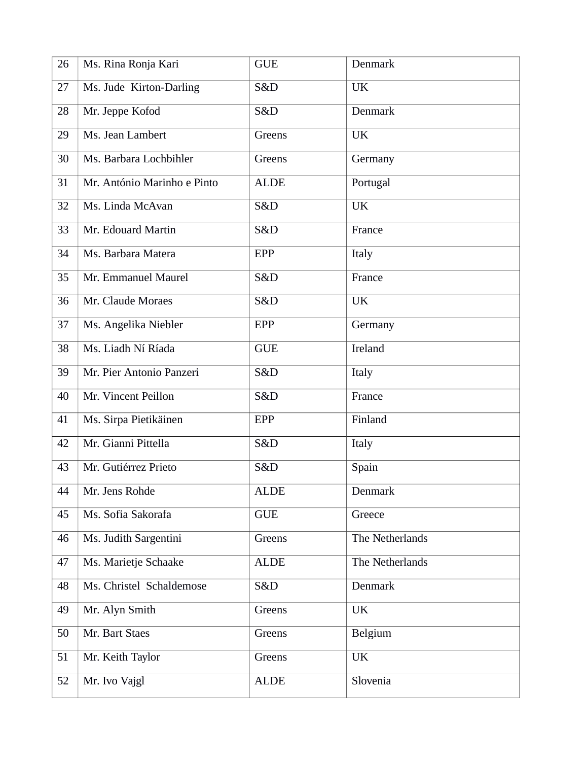| 26 | Ms. Rina Ronja Kari | GUE | Denmark |
|---|---|---|---|
| 27 | Ms. Jude  Kirton-Darling | S&D | UK |
| 28 | Mr. Jeppe Kofod | S&D | Denmark |
| 29 | Ms. Jean Lambert | Greens | UK |
| 30 | Ms. Barbara Lochbihler | Greens | Germany |
| 31 | Mr. António Marinho e Pinto | ALDE | Portugal |
| 32 | Ms. Linda McAvan | S&D | UK |
| 33 | Mr. Edouard Martin | S&D | France |
| 34 | Ms. Barbara Matera | EPP | Italy |
| 35 | Mr. Emmanuel Maurel | S&D | France |
| 36 | Mr. Claude Moraes | S&D | UK |
| 37 | Ms. Angelika Niebler | EPP | Germany |
| 38 | Ms. Liadh Ní Ríada | GUE | Ireland |
| 39 | Mr. Pier Antonio Panzeri | S&D | Italy |
| 40 | Mr. Vincent Peillon | S&D | France |
| 41 | Ms. Sirpa Pietikäinen | EPP | Finland |
| 42 | Mr. Gianni Pittella | S&D | Italy |
| 43 | Mr. Gutiérrez Prieto | S&D | Spain |
| 44 | Mr. Jens Rohde | ALDE | Denmark |
| 45 | Ms. Sofia Sakorafa | GUE | Greece |
| 46 | Ms. Judith Sargentini | Greens | The Netherlands |
| 47 | Ms. Marietje Schaake | ALDE | The Netherlands |
| 48 | Ms. Christel  Schaldemose | S&D | Denmark |
| 49 | Mr. Alyn Smith | Greens | UK |
| 50 | Mr. Bart Staes | Greens | Belgium |
| 51 | Mr. Keith Taylor | Greens | UK |
| 52 | Mr. Ivo Vajgl | ALDE | Slovenia |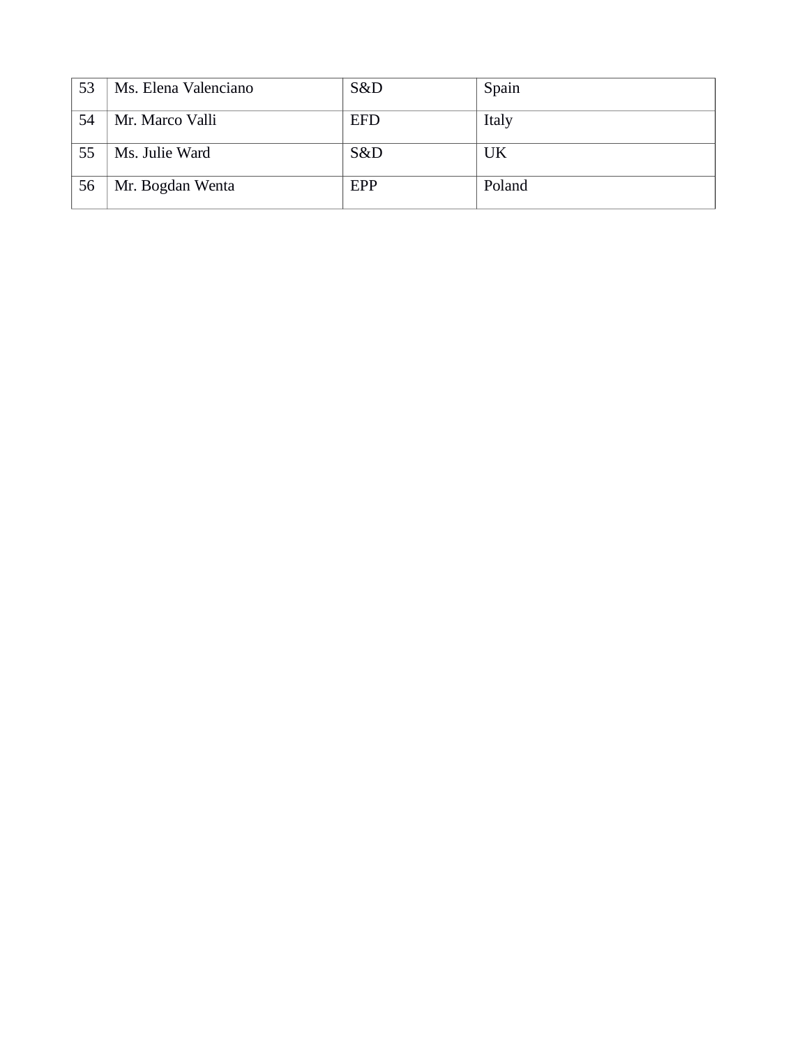| | | | |
|---|---|---|---|
| 53 | Ms. Elena Valenciano | S&D | Spain |
| 54 | Mr. Marco Valli | EFD | Italy |
| 55 | Ms. Julie Ward | S&D | UK |
| 56 | Mr. Bogdan Wenta | EPP | Poland |